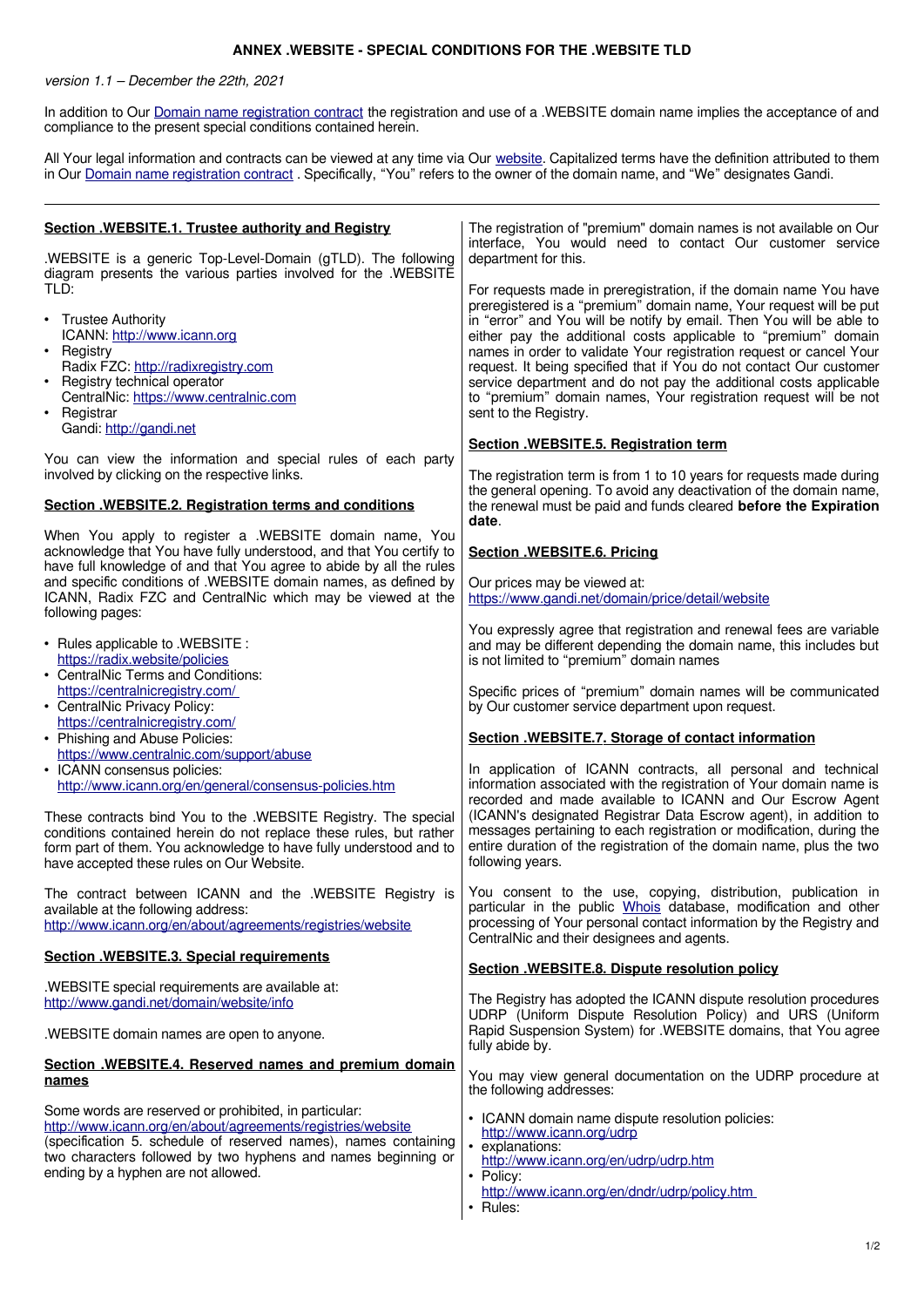# ANNEX .WEBSITE - SPECIAL CONDITIONS FOR THE .WEBSITE TLD

*version 1.1 – December the 22th, 2021*

In addition to Our Domain name registration contract the registration and use of a .WEBSITE domain name implies the acceptance of and compliance to the present special conditions contained herein.

All Your legal information and contracts can be viewed at any time via Our website. Capitalized terms have the definition attributed to them in Our Domain name registration contract . Specifically, "You" refers to the owner of the domain name, and "We" designates Gandi.

---

## Section .WEBSITE.1. Trustee authority and Registry

.WEBSITE is a generic Top-Level-Domain (gTLD). The following diagram presents the various parties involved for the .WEBSITE TLD:

- Trustee Authority
  ICANN: http://www.icann.org
- Registry
  Radix FZC: http://radixregistry.com
- Registry technical operator
  CentralNic: https://www.centralnic.com
- Registrar
  Gandi: http://gandi.net

You can view the information and special rules of each party involved by clicking on the respective links.

## Section .WEBSITE.2. Registration terms and conditions

When You apply to register a .WEBSITE domain name, You acknowledge that You have fully understood, and that You certify to have full knowledge of and that You agree to abide by all the rules and specific conditions of .WEBSITE domain names, as defined by ICANN, Radix FZC and CentralNic which may be viewed at the following pages:

- Rules applicable to .WEBSITE :
  https://radix.website/policies
- CentralNic Terms and Conditions:
  https://centralnicregistry.com/
- CentralNic Privacy Policy:
  https://centralnicregistry.com/
- Phishing and Abuse Policies:
  https://www.centralnic.com/support/abuse
- ICANN consensus policies:
  http://www.icann.org/en/general/consensus-policies.htm

These contracts bind You to the .WEBSITE Registry. The special conditions contained herein do not replace these rules, but rather form part of them. You acknowledge to have fully understood and to have accepted these rules on Our Website.

The contract between ICANN and the .WEBSITE Registry is available at the following address:
http://www.icann.org/en/about/agreements/registries/website

## Section .WEBSITE.3. Special requirements

.WEBSITE special requirements are available at:
http://www.gandi.net/domain/website/info

.WEBSITE domain names are open to anyone.

## Section .WEBSITE.4. Reserved names and premium domain names

Some words are reserved or prohibited, in particular:
http://www.icann.org/en/about/agreements/registries/website (specification 5. schedule of reserved names), names containing two characters followed by two hyphens and names beginning or ending by a hyphen are not allowed.

The registration of "premium" domain names is not available on Our interface, You would need to contact Our customer service department for this.

For requests made in preregistration, if the domain name You have preregistered is a "premium" domain name, Your request will be put in "error" and You will be notify by email. Then You will be able to either pay the additional costs applicable to "premium" domain names in order to validate Your registration request or cancel Your request. It being specified that if You do not contact Our customer service department and do not pay the additional costs applicable to "premium" domain names, Your registration request will be not sent to the Registry.

## Section .WEBSITE.5. Registration term

The registration term is from 1 to 10 years for requests made during the general opening. To avoid any deactivation of the domain name, the renewal must be paid and funds cleared **before the Expiration date**.

## Section .WEBSITE.6. Pricing

Our prices may be viewed at:
https://www.gandi.net/domain/price/detail/website

You expressly agree that registration and renewal fees are variable and may be different depending the domain name, this includes but is not limited to "premium" domain names

Specific prices of "premium" domain names will be communicated by Our customer service department upon request.

## Section .WEBSITE.7. Storage of contact information

In application of ICANN contracts, all personal and technical information associated with the registration of Your domain name is recorded and made available to ICANN and Our Escrow Agent (ICANN's designated Registrar Data Escrow agent), in addition to messages pertaining to each registration or modification, during the entire duration of the registration of the domain name, plus the two following years.

You consent to the use, copying, distribution, publication in particular in the public Whois database, modification and other processing of Your personal contact information by the Registry and CentralNic and their designees and agents.

## Section .WEBSITE.8. Dispute resolution policy

The Registry has adopted the ICANN dispute resolution procedures UDRP (Uniform Dispute Resolution Policy) and URS (Uniform Rapid Suspension System) for .WEBSITE domains, that You agree fully abide by.

You may view general documentation on the UDRP procedure at the following addresses:

- ICANN domain name dispute resolution policies:
  http://www.icann.org/udrp
- explanations:
  http://www.icann.org/en/udrp/udrp.htm
- Policy:
  http://www.icann.org/en/dndr/udrp/policy.htm
- Rules: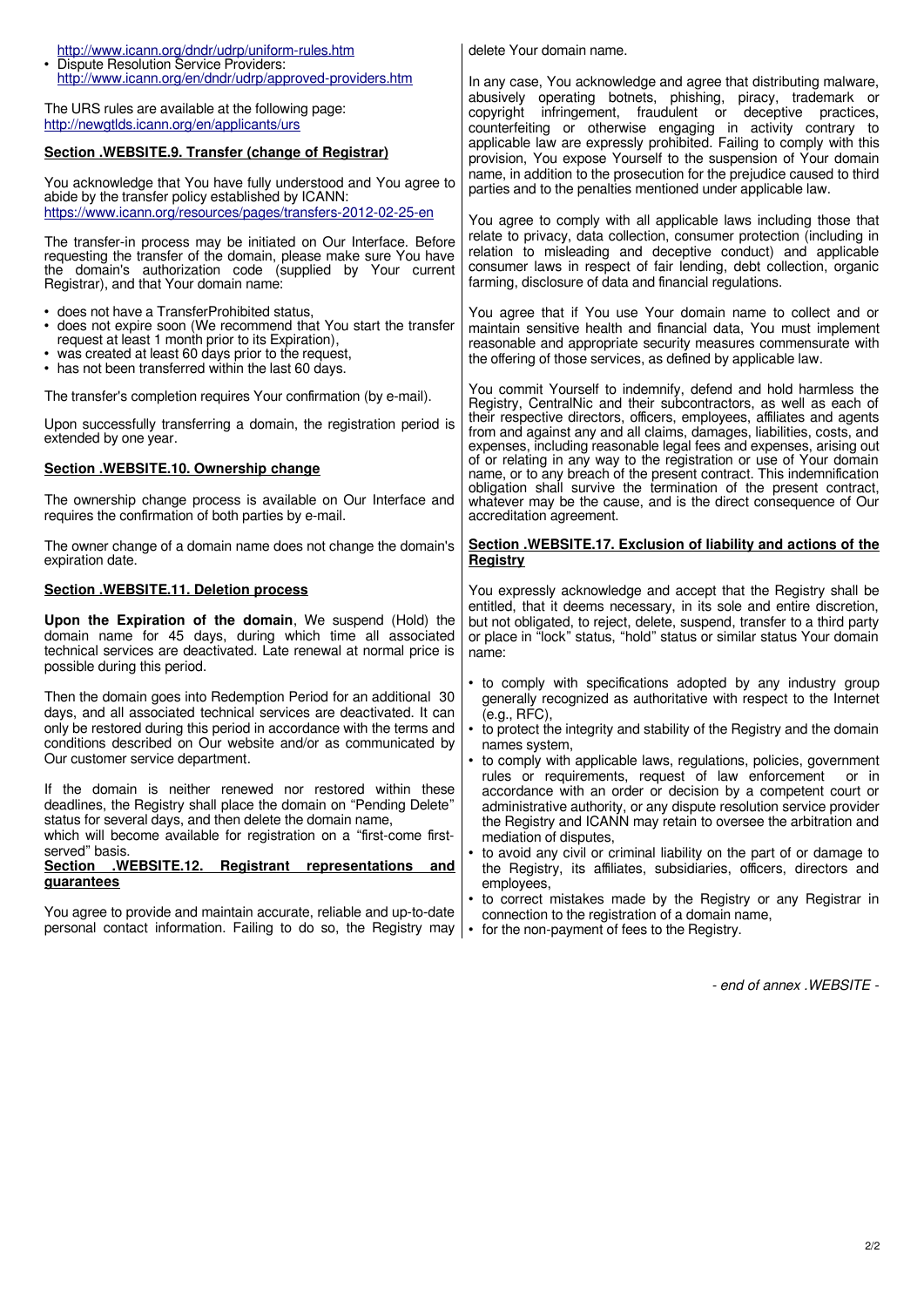http://www.icann.org/dndr/udrp/uniform-rules.htm
- Dispute Resolution Service Providers: http://www.icann.org/en/dndr/udrp/approved-providers.htm

The URS rules are available at the following page: http://newgtlds.icann.org/en/applicants/urs

## Section .WEBSITE.9. Transfer (change of Registrar)

You acknowledge that You have fully understood and You agree to abide by the transfer policy established by ICANN: https://www.icann.org/resources/pages/transfers-2012-02-25-en

The transfer-in process may be initiated on Our Interface. Before requesting the transfer of the domain, please make sure You have the domain's authorization code (supplied by Your current Registrar), and that Your domain name:

- does not have a TransferProhibited status,
- does not expire soon (We recommend that You start the transfer request at least 1 month prior to its Expiration),
- was created at least 60 days prior to the request,
- has not been transferred within the last 60 days.

The transfer's completion requires Your confirmation (by e-mail).

Upon successfully transferring a domain, the registration period is extended by one year.

## Section .WEBSITE.10. Ownership change

The ownership change process is available on Our Interface and requires the confirmation of both parties by e-mail.

The owner change of a domain name does not change the domain's expiration date.

## Section .WEBSITE.11. Deletion process

**Upon the Expiration of the domain**, We suspend (Hold) the domain name for 45 days, during which time all associated technical services are deactivated. Late renewal at normal price is possible during this period.

Then the domain goes into Redemption Period for an additional 30 days, and all associated technical services are deactivated. It can only be restored during this period in accordance with the terms and conditions described on Our website and/or as communicated by Our customer service department.

If the domain is neither renewed nor restored within these deadlines, the Registry shall place the domain on "Pending Delete" status for several days, and then delete the domain name, which will become available for registration on a "first-come first-served" basis.

## Section .WEBSITE.12. Registrant representations and guarantees

You agree to provide and maintain accurate, reliable and up-to-date personal contact information. Failing to do so, the Registry may delete Your domain name.

In any case, You acknowledge and agree that distributing malware, abusively operating botnets, phishing, piracy, trademark or copyright infringement, fraudulent or deceptive practices, counterfeiting or otherwise engaging in activity contrary to applicable law are expressly prohibited. Failing to comply with this provision, You expose Yourself to the suspension of Your domain name, in addition to the prosecution for the prejudice caused to third parties and to the penalties mentioned under applicable law.

You agree to comply with all applicable laws including those that relate to privacy, data collection, consumer protection (including in relation to misleading and deceptive conduct) and applicable consumer laws in respect of fair lending, debt collection, organic farming, disclosure of data and financial regulations.

You agree that if You use Your domain name to collect and or maintain sensitive health and financial data, You must implement reasonable and appropriate security measures commensurate with the offering of those services, as defined by applicable law.

You commit Yourself to indemnify, defend and hold harmless the Registry, CentralNic and their subcontractors, as well as each of their respective directors, officers, employees, affiliates and agents from and against any and all claims, damages, liabilities, costs, and expenses, including reasonable legal fees and expenses, arising out of or relating in any way to the registration or use of Your domain name, or to any breach of the present contract. This indemnification obligation shall survive the termination of the present contract, whatever may be the cause, and is the direct consequence of Our accreditation agreement.

## Section .WEBSITE.17. Exclusion of liability and actions of the Registry

You expressly acknowledge and accept that the Registry shall be entitled, that it deems necessary, in its sole and entire discretion, but not obligated, to reject, delete, suspend, transfer to a third party or place in "lock" status, "hold" status or similar status Your domain name:

- to comply with specifications adopted by any industry group generally recognized as authoritative with respect to the Internet (e.g., RFC),
- to protect the integrity and stability of the Registry and the domain names system,
- to comply with applicable laws, regulations, policies, government rules or requirements, request of law enforcement or in accordance with an order or decision by a competent court or administrative authority, or any dispute resolution service provider the Registry and ICANN may retain to oversee the arbitration and mediation of disputes,
- to avoid any civil or criminal liability on the part of or damage to the Registry, its affiliates, subsidiaries, officers, directors and employees,
- to correct mistakes made by the Registry or any Registrar in connection to the registration of a domain name,
- for the non-payment of fees to the Registry.

*- end of annex .WEBSITE -*